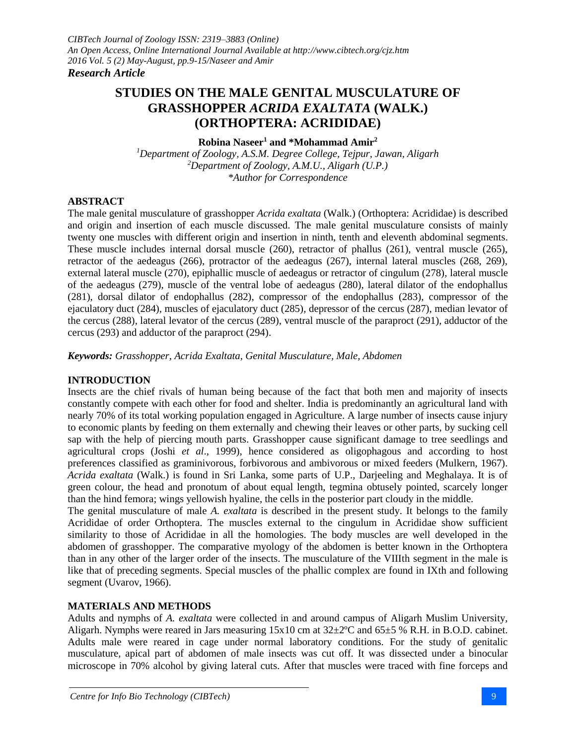**Research Article**

# STUDIES ON THE MALE GENITAL MUSCULATURE OF GRASSHOPPER *ACRIDA EXALTATA* (WALK.) (ORTHOPTERA: ACRIDIDAE)

**Robina Naseer[1] and \*Mohammad Amir[2]**

*[1]Department of Zoology, A.S.M. Degree College, Tejpur, Jawan, Aligarh*
*[2]Department of Zoology, A.M.U., Aligarh (U.P.)*
*\*Author for Correspondence*

## ABSTRACT

The male genital musculature of grasshopper *Acrida exaltata* (Walk.) (Orthoptera: Acrididae) is described and origin and insertion of each muscle discussed. The male genital musculature consists of mainly twenty one muscles with different origin and insertion in ninth, tenth and eleventh abdominal segments. These muscle includes internal dorsal muscle (260), retractor of phallus (261), ventral muscle (265), retractor of the aedeagus (266), protractor of the aedeagus (267), internal lateral muscles (268, 269), external lateral muscle (270), epiphallic muscle of aedeagus or retractor of cingulum (278), lateral muscle of the aedeagus (279), muscle of the ventral lobe of aedeagus (280), lateral dilator of the endophallus (281), dorsal dilator of endophallus (282), compressor of the endophallus (283), compressor of the ejaculatory duct (284), muscles of ejaculatory duct (285), depressor of the cercus (287), median levator of the cercus (288), lateral levator of the cercus (289), ventral muscle of the paraproct (291), adductor of the cercus (293) and adductor of the paraproct (294).

***Keywords:*** *Grasshopper, Acrida Exaltata, Genital Musculature, Male, Abdomen*

## INTRODUCTION

Insects are the chief rivals of human being because of the fact that both men and majority of insects constantly compete with each other for food and shelter. India is predominantly an agricultural land with nearly 70% of its total working population engaged in Agriculture. A large number of insects cause injury to economic plants by feeding on them externally and chewing their leaves or other parts, by sucking cell sap with the help of piercing mouth parts. Grasshopper cause significant damage to tree seedlings and agricultural crops (Joshi *et al*., 1999), hence considered as oligophagous and according to host preferences classified as graminivorous, forbivorous and ambivorous or mixed feeders (Mulkern, 1967). *Acrida exaltata* (Walk.) is found in Sri Lanka, some parts of U.P., Darjeeling and Meghalaya. It is of green colour, the head and pronotum of about equal length, tegmina obtusely pointed, scarcely longer than the hind femora; wings yellowish hyaline, the cells in the posterior part cloudy in the middle.

The genital musculature of male *A. exaltata* is described in the present study. It belongs to the family Acrididae of order Orthoptera. The muscles external to the cingulum in Acrididae show sufficient similarity to those of Acrididae in all the homologies. The body muscles are well developed in the abdomen of grasshopper. The comparative myology of the abdomen is better known in the Orthoptera than in any other of the larger order of the insects. The musculature of the VIIIth segment in the male is like that of preceding segments. Special muscles of the phallic complex are found in IXth and following segment (Uvarov, 1966).

## MATERIALS AND METHODS

Adults and nymphs of *A. exaltata* were collected in and around campus of Aligarh Muslim University, Aligarh. Nymphs were reared in Jars measuring 15x10 cm at 32±2ºC and 65±5 % R.H. in B.O.D. cabinet. Adults male were reared in cage under normal laboratory conditions. For the study of genitalic musculature, apical part of abdomen of male insects was cut off. It was dissected under a binocular microscope in 70% alcohol by giving lateral cuts. After that muscles were traced with fine forceps and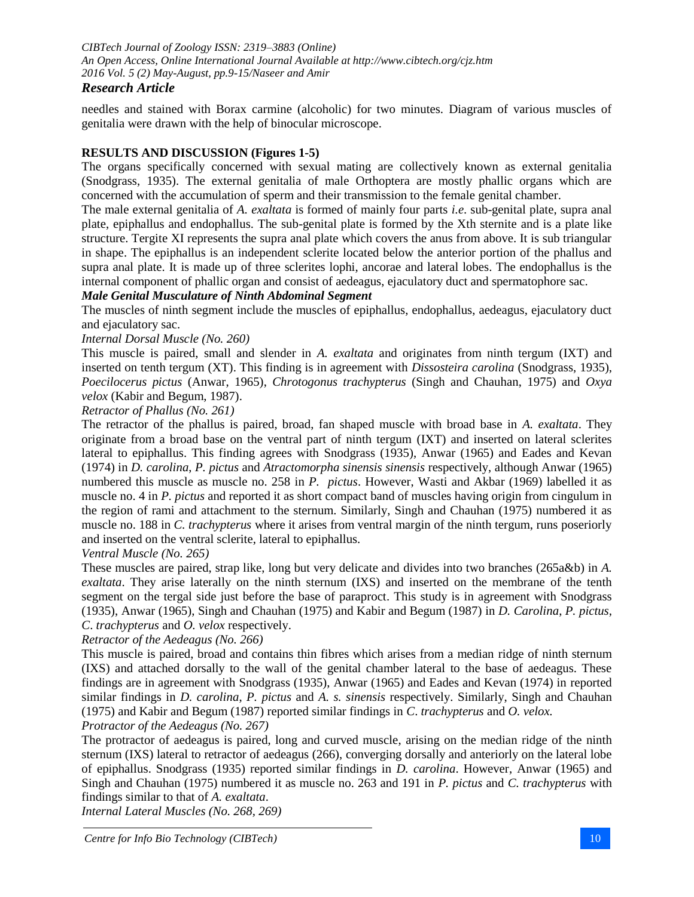needles and stained with Borax carmine (alcoholic) for two minutes. Diagram of various muscles of genitalia were drawn with the help of binocular microscope.

## RESULTS AND DISCUSSION (Figures 1-5)

The organs specifically concerned with sexual mating are collectively known as external genitalia (Snodgrass, 1935). The external genitalia of male Orthoptera are mostly phallic organs which are concerned with the accumulation of sperm and their transmission to the female genital chamber.

The male external genitalia of *A. exaltata* is formed of mainly four parts *i.e.* sub-genital plate, supra anal plate, epiphallus and endophallus. The sub-genital plate is formed by the Xth sternite and is a plate like structure. Tergite XI represents the supra anal plate which covers the anus from above. It is sub triangular in shape. The epiphallus is an independent sclerite located below the anterior portion of the phallus and supra anal plate. It is made up of three sclerites lophi, ancorae and lateral lobes. The endophallus is the internal component of phallic organ and consist of aedeagus, ejaculatory duct and spermatophore sac.

### *Male Genital Musculature of Ninth Abdominal Segment*

The muscles of ninth segment include the muscles of epiphallus, endophallus, aedeagus, ejaculatory duct and ejaculatory sac.

*Internal Dorsal Muscle (No. 260)*

This muscle is paired, small and slender in *A. exaltata* and originates from ninth tergum (IXT) and inserted on tenth tergum (XT). This finding is in agreement with *Dissosteira carolina* (Snodgrass, 1935), *Poecilocerus pictus* (Anwar, 1965), *Chrotogonus trachypterus* (Singh and Chauhan, 1975) and *Oxya velox* (Kabir and Begum, 1987).

*Retractor of Phallus (No. 261)*

The retractor of the phallus is paired, broad, fan shaped muscle with broad base in *A. exaltata*. They originate from a broad base on the ventral part of ninth tergum (IXT) and inserted on lateral sclerites lateral to epiphallus. This finding agrees with Snodgrass (1935), Anwar (1965) and Eades and Kevan (1974) in *D. carolina*, *P. pictus* and *Atractomorpha sinensis sinensis* respectively, although Anwar (1965) numbered this muscle as muscle no. 258 in *P. pictus*. However, Wasti and Akbar (1969) labelled it as muscle no. 4 in *P. pictus* and reported it as short compact band of muscles having origin from cingulum in the region of rami and attachment to the sternum. Similarly, Singh and Chauhan (1975) numbered it as muscle no. 188 in *C. trachypterus* where it arises from ventral margin of the ninth tergum, runs poseriorly and inserted on the ventral sclerite, lateral to epiphallus.

*Ventral Muscle (No. 265)*

These muscles are paired, strap like, long but very delicate and divides into two branches (265a&b) in *A. exaltata*. They arise laterally on the ninth sternum (IXS) and inserted on the membrane of the tenth segment on the tergal side just before the base of paraproct. This study is in agreement with Snodgrass (1935), Anwar (1965), Singh and Chauhan (1975) and Kabir and Begum (1987) in *D. Carolina*, *P. pictus*, *C. trachypterus* and *O. velox* respectively.

*Retractor of the Aedeagus (No. 266)*

This muscle is paired, broad and contains thin fibres which arises from a median ridge of ninth sternum (IXS) and attached dorsally to the wall of the genital chamber lateral to the base of aedeagus. These findings are in agreement with Snodgrass (1935), Anwar (1965) and Eades and Kevan (1974) in reported similar findings in *D. carolina*, *P. pictus* and *A. s. sinensis* respectively. Similarly, Singh and Chauhan (1975) and Kabir and Begum (1987) reported similar findings in *C. trachypterus* and *O. velox.*

*Protractor of the Aedeagus (No. 267)*

The protractor of aedeagus is paired, long and curved muscle, arising on the median ridge of the ninth sternum (IXS) lateral to retractor of aedeagus (266), converging dorsally and anteriorly on the lateral lobe of epiphallus. Snodgrass (1935) reported similar findings in *D. carolina*. However, Anwar (1965) and Singh and Chauhan (1975) numbered it as muscle no. 263 and 191 in *P. pictus* and *C. trachypterus* with findings similar to that of *A. exaltata*.

*Internal Lateral Muscles (No. 268, 269)*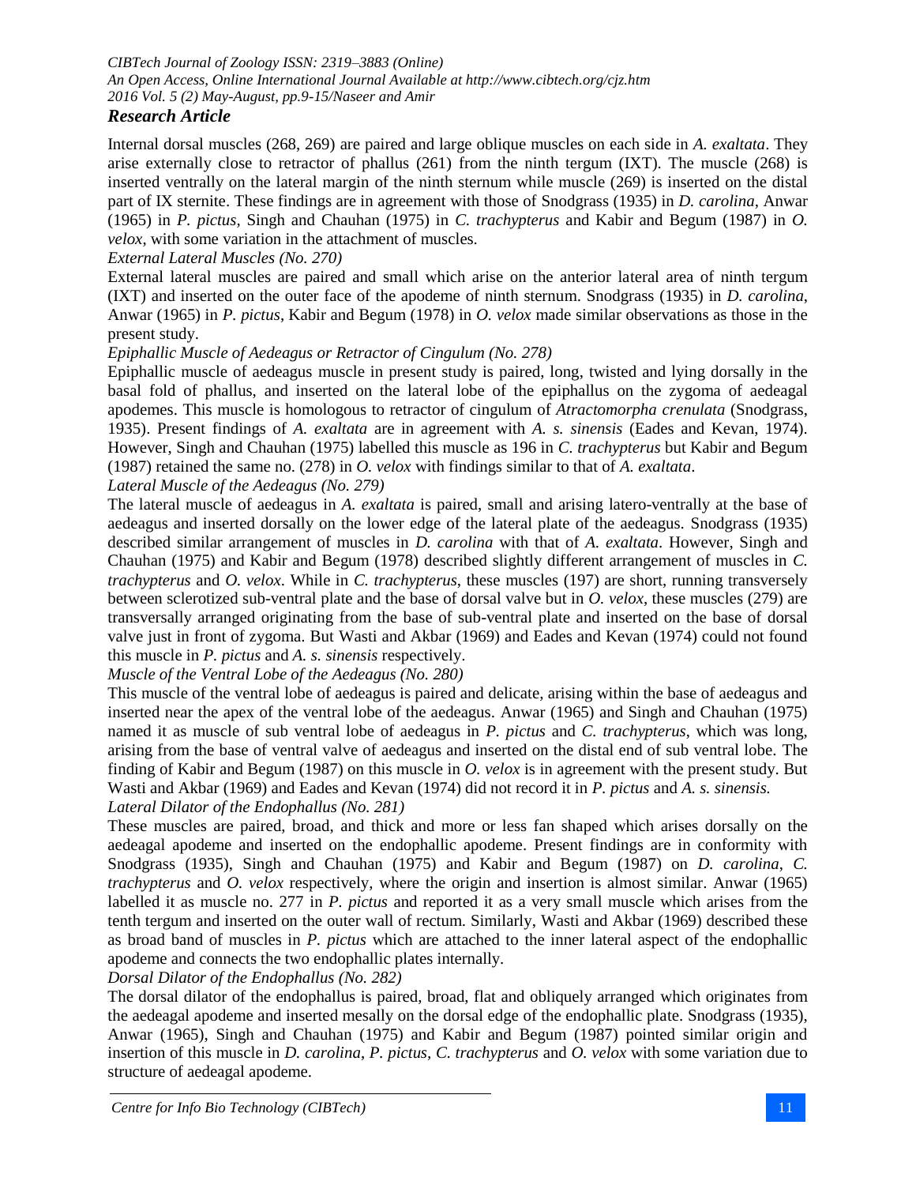Internal dorsal muscles (268, 269) are paired and large oblique muscles on each side in *A. exaltata*. They arise externally close to retractor of phallus (261) from the ninth tergum (IXT). The muscle (268) is inserted ventrally on the lateral margin of the ninth sternum while muscle (269) is inserted on the distal part of IX sternite. These findings are in agreement with those of Snodgrass (1935) in *D. carolina*, Anwar (1965) in *P. pictus*, Singh and Chauhan (1975) in *C. trachypterus* and Kabir and Begum (1987) in *O. velox*, with some variation in the attachment of muscles.

*External Lateral Muscles (No. 270)*

External lateral muscles are paired and small which arise on the anterior lateral area of ninth tergum (IXT) and inserted on the outer face of the apodeme of ninth sternum. Snodgrass (1935) in *D. carolina*, Anwar (1965) in *P. pictus*, Kabir and Begum (1978) in *O. velox* made similar observations as those in the present study.

*Epiphallic Muscle of Aedeagus or Retractor of Cingulum (No. 278)*

Epiphallic muscle of aedeagus muscle in present study is paired, long, twisted and lying dorsally in the basal fold of phallus, and inserted on the lateral lobe of the epiphallus on the zygoma of aedeagal apodemes. This muscle is homologous to retractor of cingulum of *Atractomorpha crenulata* (Snodgrass, 1935). Present findings of *A. exaltata* are in agreement with *A. s. sinensis* (Eades and Kevan, 1974). However, Singh and Chauhan (1975) labelled this muscle as 196 in *C. trachypterus* but Kabir and Begum (1987) retained the same no. (278) in *O. velox* with findings similar to that of *A. exaltata*.

*Lateral Muscle of the Aedeagus (No. 279)*

The lateral muscle of aedeagus in *A. exaltata* is paired, small and arising latero-ventrally at the base of aedeagus and inserted dorsally on the lower edge of the lateral plate of the aedeagus. Snodgrass (1935) described similar arrangement of muscles in *D. carolina* with that of *A. exaltata*. However, Singh and Chauhan (1975) and Kabir and Begum (1978) described slightly different arrangement of muscles in *C. trachypterus* and *O. velox*. While in *C. trachypterus*, these muscles (197) are short, running transversely between sclerotized sub-ventral plate and the base of dorsal valve but in *O. velox*, these muscles (279) are transversally arranged originating from the base of sub-ventral plate and inserted on the base of dorsal valve just in front of zygoma. But Wasti and Akbar (1969) and Eades and Kevan (1974) could not found this muscle in *P. pictus* and *A. s. sinensis* respectively.

*Muscle of the Ventral Lobe of the Aedeagus (No. 280)*

This muscle of the ventral lobe of aedeagus is paired and delicate, arising within the base of aedeagus and inserted near the apex of the ventral lobe of the aedeagus. Anwar (1965) and Singh and Chauhan (1975) named it as muscle of sub ventral lobe of aedeagus in *P. pictus* and *C. trachypterus*, which was long, arising from the base of ventral valve of aedeagus and inserted on the distal end of sub ventral lobe. The finding of Kabir and Begum (1987) on this muscle in *O. velox* is in agreement with the present study. But Wasti and Akbar (1969) and Eades and Kevan (1974) did not record it in *P. pictus* and *A. s. sinensis.*

*Lateral Dilator of the Endophallus (No. 281)*

These muscles are paired, broad, and thick and more or less fan shaped which arises dorsally on the aedeagal apodeme and inserted on the endophallic apodeme. Present findings are in conformity with Snodgrass (1935), Singh and Chauhan (1975) and Kabir and Begum (1987) on *D. carolina*, *C. trachypterus* and *O. velox* respectively, where the origin and insertion is almost similar. Anwar (1965) labelled it as muscle no. 277 in *P. pictus* and reported it as a very small muscle which arises from the tenth tergum and inserted on the outer wall of rectum. Similarly, Wasti and Akbar (1969) described these as broad band of muscles in *P. pictus* which are attached to the inner lateral aspect of the endophallic apodeme and connects the two endophallic plates internally.

*Dorsal Dilator of the Endophallus (No. 282)*

The dorsal dilator of the endophallus is paired, broad, flat and obliquely arranged which originates from the aedeagal apodeme and inserted mesally on the dorsal edge of the endophallic plate. Snodgrass (1935), Anwar (1965), Singh and Chauhan (1975) and Kabir and Begum (1987) pointed similar origin and insertion of this muscle in *D. carolina*, *P. pictus*, *C. trachypterus* and *O. velox* with some variation due to structure of aedeagal apodeme.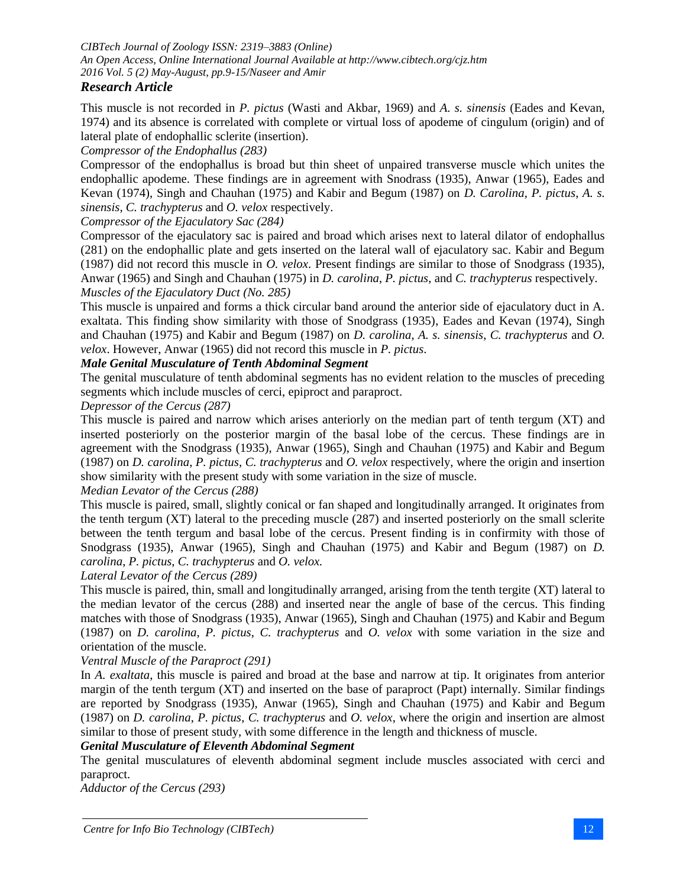This muscle is not recorded in *P. pictus* (Wasti and Akbar, 1969) and *A. s. sinensis* (Eades and Kevan, 1974) and its absence is correlated with complete or virtual loss of apodeme of cingulum (origin) and of lateral plate of endophallic sclerite (insertion).

*Compressor of the Endophallus (283)*

Compressor of the endophallus is broad but thin sheet of unpaired transverse muscle which unites the endophallic apodeme. These findings are in agreement with Snodrass (1935), Anwar (1965), Eades and Kevan (1974), Singh and Chauhan (1975) and Kabir and Begum (1987) on *D. Carolina*, *P. pictus*, *A. s. sinensis*, *C. trachypterus* and *O. velox* respectively.

*Compressor of the Ejaculatory Sac (284)*

Compressor of the ejaculatory sac is paired and broad which arises next to lateral dilator of endophallus (281) on the endophallic plate and gets inserted on the lateral wall of ejaculatory sac. Kabir and Begum (1987) did not record this muscle in *O. velox*. Present findings are similar to those of Snodgrass (1935), Anwar (1965) and Singh and Chauhan (1975) in *D. carolina*, *P. pictus*, and *C. trachypterus* respectively.

*Muscles of the Ejaculatory Duct (No. 285)*

This muscle is unpaired and forms a thick circular band around the anterior side of ejaculatory duct in A. exaltata. This finding show similarity with those of Snodgrass (1935), Eades and Kevan (1974), Singh and Chauhan (1975) and Kabir and Begum (1987) on *D. carolina*, *A. s. sinensis*, *C. trachypterus* and *O. velox*. However, Anwar (1965) did not record this muscle in *P. pictus*.

***Male Genital Musculature of Tenth Abdominal Segment***

The genital musculature of tenth abdominal segments has no evident relation to the muscles of preceding segments which include muscles of cerci, epiproct and paraproct.

*Depressor of the Cercus (287)*

This muscle is paired and narrow which arises anteriorly on the median part of tenth tergum (XT) and inserted posteriorly on the posterior margin of the basal lobe of the cercus. These findings are in agreement with the Snodgrass (1935), Anwar (1965), Singh and Chauhan (1975) and Kabir and Begum (1987) on *D. carolina*, *P. pictus*, *C. trachypterus* and *O. velox* respectively, where the origin and insertion show similarity with the present study with some variation in the size of muscle.

*Median Levator of the Cercus (288)*

This muscle is paired, small, slightly conical or fan shaped and longitudinally arranged. It originates from the tenth tergum (XT) lateral to the preceding muscle (287) and inserted posteriorly on the small sclerite between the tenth tergum and basal lobe of the cercus. Present finding is in confirmity with those of Snodgrass (1935), Anwar (1965), Singh and Chauhan (1975) and Kabir and Begum (1987) on *D. carolina*, *P. pictus*, *C. trachypterus* and *O. velox.*

*Lateral Levator of the Cercus (289)*

This muscle is paired, thin, small and longitudinally arranged, arising from the tenth tergite (XT) lateral to the median levator of the cercus (288) and inserted near the angle of base of the cercus. This finding matches with those of Snodgrass (1935), Anwar (1965), Singh and Chauhan (1975) and Kabir and Begum (1987) on *D. carolina*, *P. pictus*, *C. trachypterus* and *O. velox* with some variation in the size and orientation of the muscle.

*Ventral Muscle of the Paraproct (291)*

In *A. exaltata*, this muscle is paired and broad at the base and narrow at tip. It originates from anterior margin of the tenth tergum (XT) and inserted on the base of paraproct (Papt) internally. Similar findings are reported by Snodgrass (1935), Anwar (1965), Singh and Chauhan (1975) and Kabir and Begum (1987) on *D. carolina*, *P. pictus*, *C. trachypterus* and *O. velox*, where the origin and insertion are almost similar to those of present study, with some difference in the length and thickness of muscle.

***Genital Musculature of Eleventh Abdominal Segment***

The genital musculatures of eleventh abdominal segment include muscles associated with cerci and paraproct.

*Adductor of the Cercus (293)*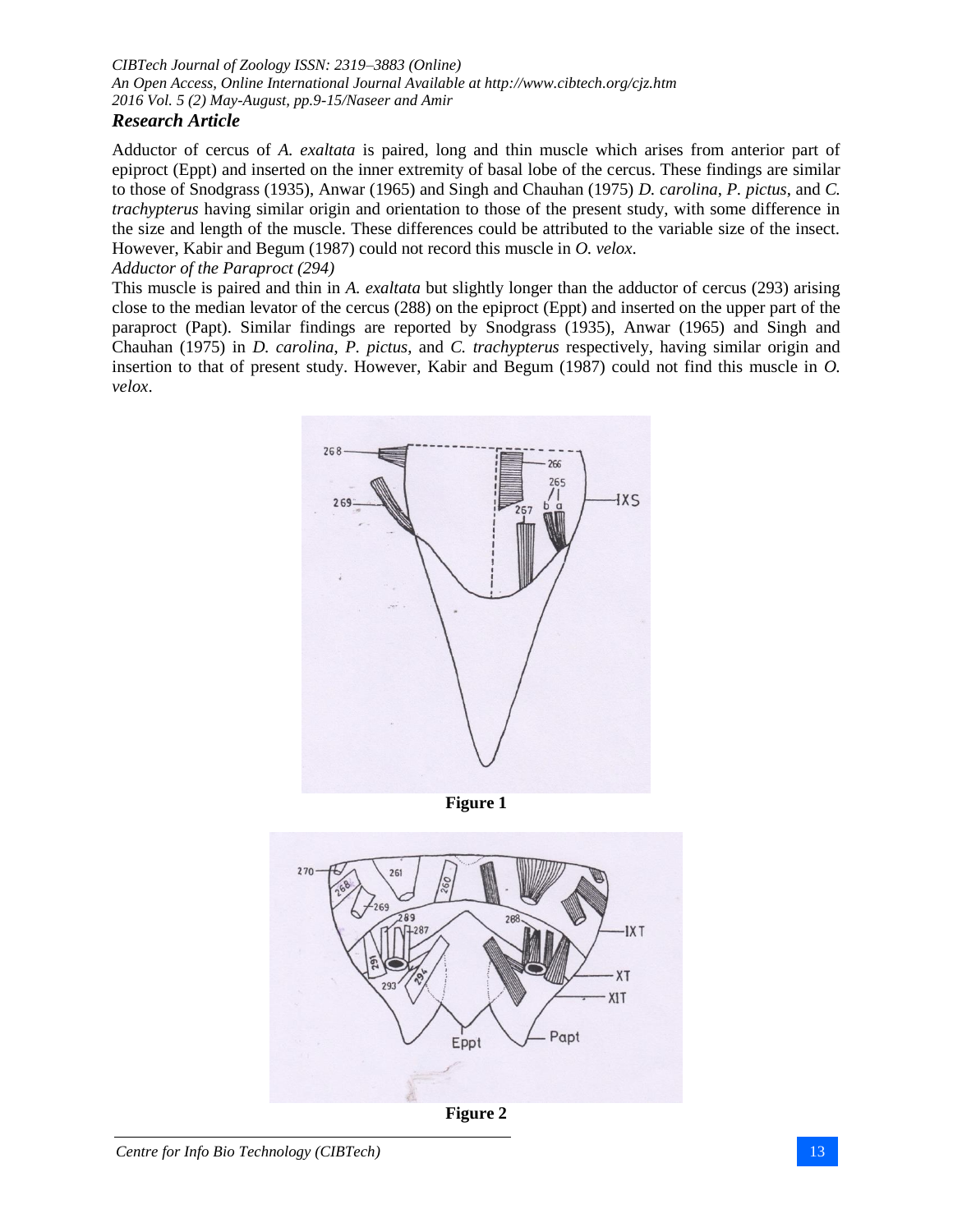Adductor of cercus of *A. exaltata* is paired, long and thin muscle which arises from anterior part of epiproct (Eppt) and inserted on the inner extremity of basal lobe of the cercus. These findings are similar to those of Snodgrass (1935), Anwar (1965) and Singh and Chauhan (1975) *D. carolina*, *P. pictus*, and *C. trachypterus* having similar origin and orientation to those of the present study, with some difference in the size and length of the muscle. These differences could be attributed to the variable size of the insect. However, Kabir and Begum (1987) could not record this muscle in *O. velox*.

*Adductor of the Paraproct (294)*

This muscle is paired and thin in *A. exaltata* but slightly longer than the adductor of cercus (293) arising close to the median levator of the cercus (288) on the epiproct (Eppt) and inserted on the upper part of the paraproct (Papt). Similar findings are reported by Snodgrass (1935), Anwar (1965) and Singh and Chauhan (1975) in *D. carolina*, *P. pictus*, and *C. trachypterus* respectively, having similar origin and insertion to that of present study. However, Kabir and Begum (1987) could not find this muscle in *O. velox*.

**Figure 1**

**Figure 2**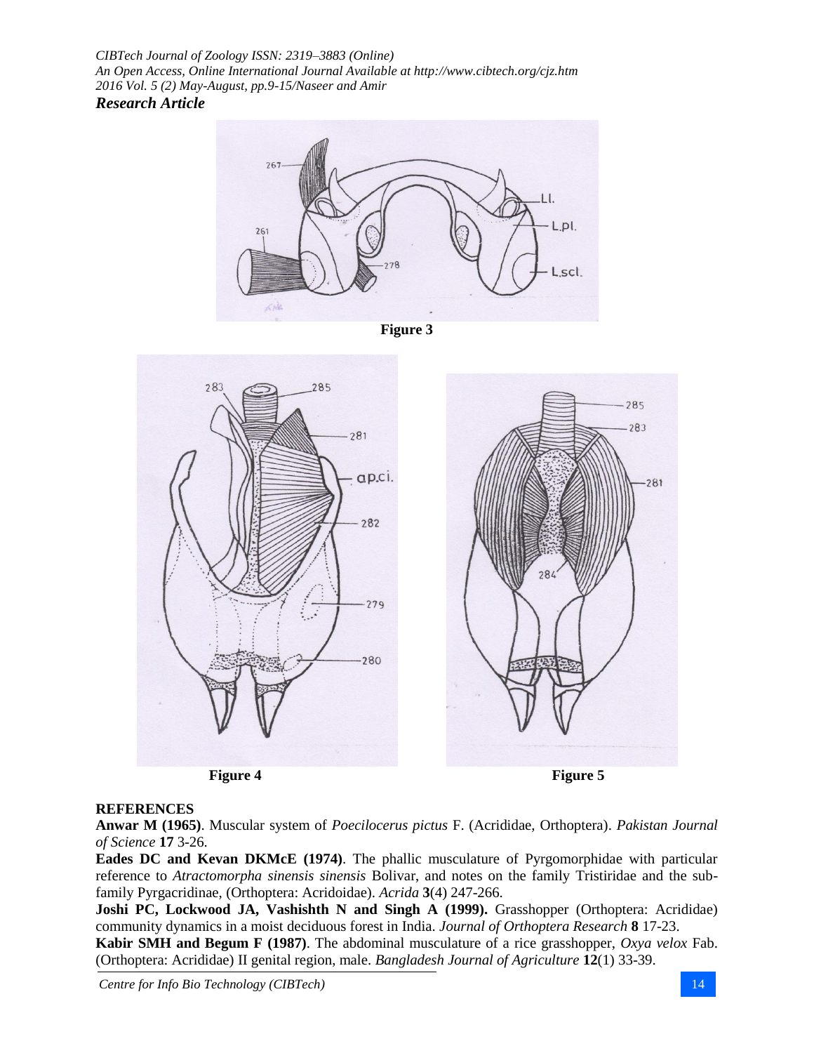Figure 3

Figure 4

Figure 5

## REFERENCES

**Anwar M (1965)**. Muscular system of *Poecilocerus pictus* F. (Acrididae, Orthoptera). *Pakistan Journal of Science* **17** 3-26.

**Eades DC and Kevan DKMcE (1974)**. The phallic musculature of Pyrgomorphidae with particular reference to *Atractomorpha sinensis sinensis* Bolivar, and notes on the family Tristiridae and the sub-family Pyrgacridinae, (Orthoptera: Acridoidae). *Acrida* **3**(4) 247-266.

**Joshi PC, Lockwood JA, Vashishth N and Singh A (1999).** Grasshopper (Orthoptera: Acrididae) community dynamics in a moist deciduous forest in India. *Journal of Orthoptera Research* **8** 17-23.

**Kabir SMH and Begum F (1987)**. The abdominal musculature of a rice grasshopper, *Oxya velox* Fab. (Orthoptera: Acrididae) II genital region, male. *Bangladesh Journal of Agriculture* **12**(1) 33-39.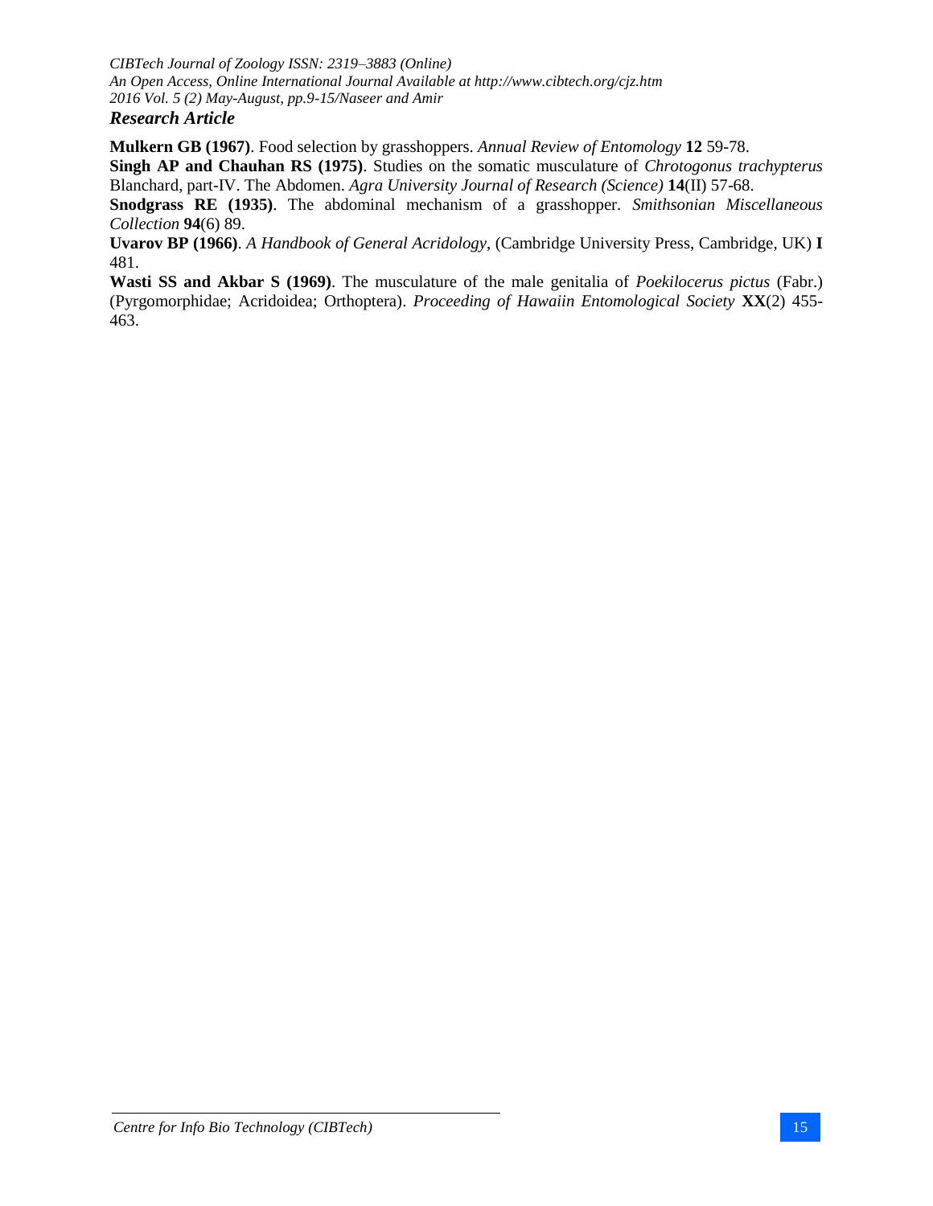**Mulkern GB (1967)**. Food selection by grasshoppers. *Annual Review of Entomology* **12** 59-78.

**Singh AP and Chauhan RS (1975)**. Studies on the somatic musculature of *Chrotogonus trachypterus* Blanchard, part-IV. The Abdomen. *Agra University Journal of Research (Science)* **14**(II) 57-68.

**Snodgrass RE (1935)**. The abdominal mechanism of a grasshopper. *Smithsonian Miscellaneous Collection* **94**(6) 89.

**Uvarov BP (1966)**. *A Handbook of General Acridology*, (Cambridge University Press, Cambridge, UK) **I** 481.

**Wasti SS and Akbar S (1969)**. The musculature of the male genitalia of *Poekilocerus pictus* (Fabr.) (Pyrgomorphidae; Acridoidea; Orthoptera). *Proceeding of Hawaiin Entomological Society* **XX**(2) 455-463.